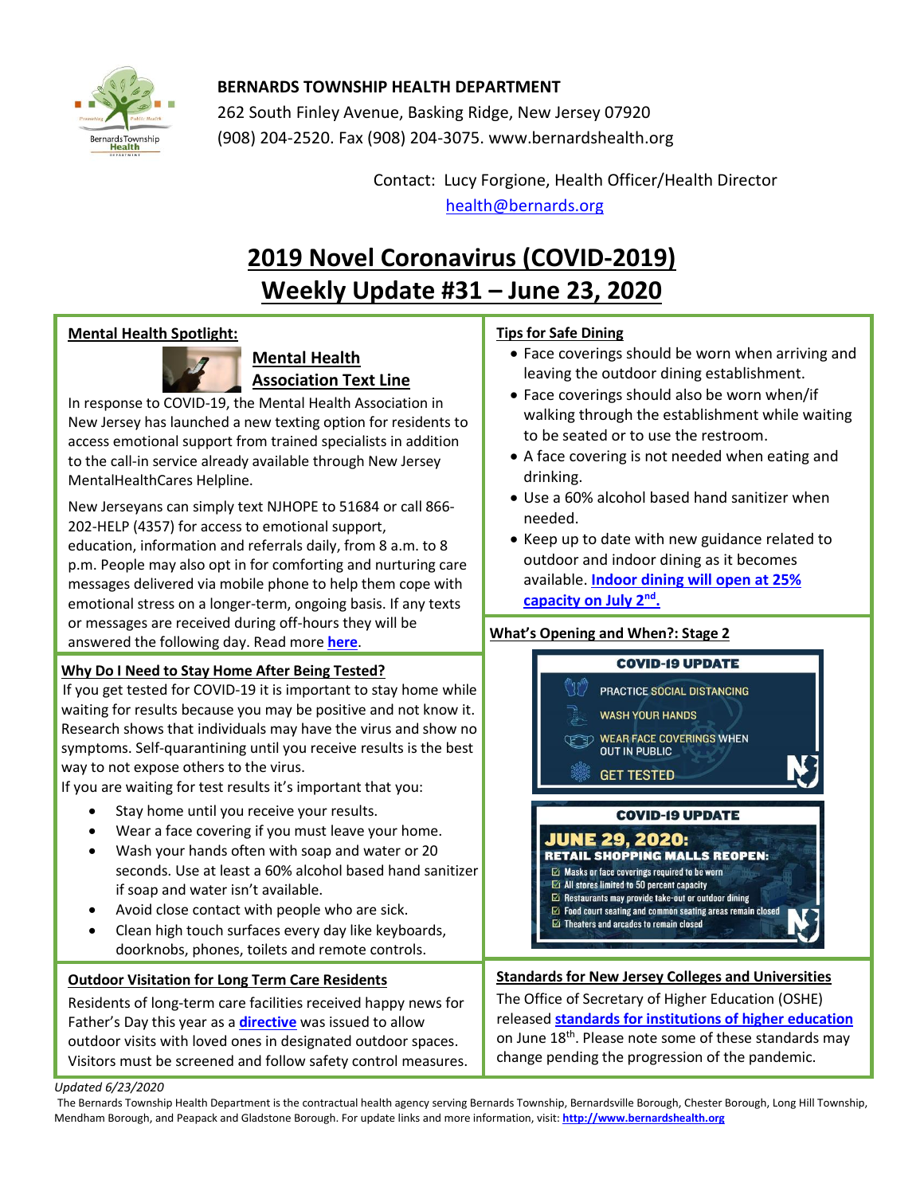**BERNARDS TOWNSHIP HEALTH DEPARTMENT**
262 South Finley Avenue, Basking Ridge, New Jersey 07920
(908) 204-2520. Fax (908) 204-3075. www.bernardshealth.org

Contact: Lucy Forgione, Health Officer/Health Director
health@bernards.org

# 2019 Novel Coronavirus (COVID-2019) Weekly Update #31 – June 23, 2020

## Mental Health Spotlight:

### Mental Health Association Text Line

In response to COVID-19, the Mental Health Association in New Jersey has launched a new texting option for residents to access emotional support from trained specialists in addition to the call-in service already available through New Jersey MentalHealthCares Helpline.

New Jerseyans can simply text NJHOPE to 51684 or call 866-202-HELP (4357) for access to emotional support, education, information and referrals daily, from 8 a.m. to 8 p.m. People may also opt in for comforting and nurturing care messages delivered via mobile phone to help them cope with emotional stress on a longer-term, ongoing basis. If any texts or messages are received during off-hours they will be answered the following day. Read more **here**.

## Why Do I Need to Stay Home After Being Tested?

If you get tested for COVID-19 it is important to stay home while waiting for results because you may be positive and not know it. Research shows that individuals may have the virus and show no symptoms. Self-quarantining until you receive results is the best way to not expose others to the virus.

If you are waiting for test results it's important that you:

- Stay home until you receive your results.
- Wear a face covering if you must leave your home.
- Wash your hands often with soap and water or 20 seconds. Use at least a 60% alcohol based hand sanitizer if soap and water isn't available.
- Avoid close contact with people who are sick.
- Clean high touch surfaces every day like keyboards, doorknobs, phones, toilets and remote controls.

## Outdoor Visitation for Long Term Care Residents

Residents of long-term care facilities received happy news for Father's Day this year as a **directive** was issued to allow outdoor visits with loved ones in designated outdoor spaces. Visitors must be screened and follow safety control measures.

## Tips for Safe Dining

- Face coverings should be worn when arriving and leaving the outdoor dining establishment.
- Face coverings should also be worn when/if walking through the establishment while waiting to be seated or to use the restroom.
- A face covering is not needed when eating and drinking.
- Use a 60% alcohol based hand sanitizer when needed.
- Keep up to date with new guidance related to outdoor and indoor dining as it becomes available. **Indoor dining will open at 25% capacity on July 2nd.**

## What's Opening and When?: Stage 2

**COVID-19 UPDATE**

- PRACTICE SOCIAL DISTANCING
- WASH YOUR HANDS
- WEAR FACE COVERINGS WHEN OUT IN PUBLIC
- GET TESTED

**COVID-19 UPDATE**

**JUNE 29, 2020:**
**RETAIL SHOPPING MALLS REOPEN:**

- Masks or face coverings required to be worn
- All stores limited to 50 percent capacity
- Restaurants may provide take-out or outdoor dining
- Food court seating and common seating areas remain closed
- Theaters and arcades to remain closed

## Standards for New Jersey Colleges and Universities

The Office of Secretary of Higher Education (OSHE) released **standards for institutions of higher education** on June 18th. Please note some of these standards may change pending the progression of the pandemic.

*Updated 6/23/2020*

The Bernards Township Health Department is the contractual health agency serving Bernards Township, Bernardsville Borough, Chester Borough, Long Hill Township, Mendham Borough, and Peapack and Gladstone Borough. For update links and more information, visit: **http://www.bernardshealth.org**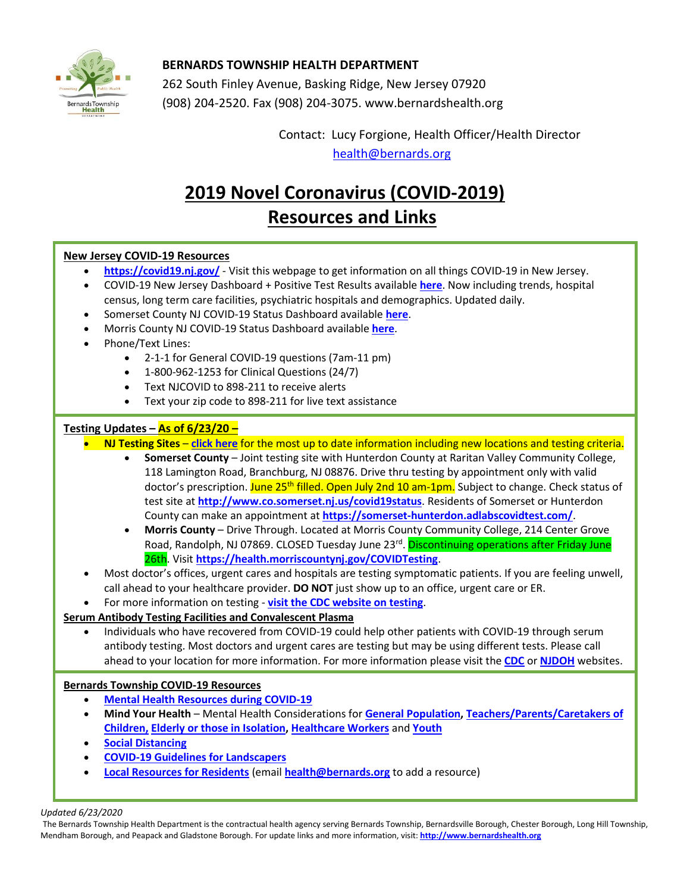**BERNARDS TOWNSHIP HEALTH DEPARTMENT**
262 South Finley Avenue, Basking Ridge, New Jersey 07920
(908) 204-2520. Fax (908) 204-3075. www.bernardshealth.org

Contact: Lucy Forgione, Health Officer/Health Director
health@bernards.org

# 2019 Novel Coronavirus (COVID-2019) Resources and Links

**New Jersey COVID-19 Resources**

- **https://covid19.nj.gov/** - Visit this webpage to get information on all things COVID-19 in New Jersey.
- COVID-19 New Jersey Dashboard + Positive Test Results available **here**. Now including trends, hospital census, long term care facilities, psychiatric hospitals and demographics. Updated daily.
- Somerset County NJ COVID-19 Status Dashboard available **here**.
- Morris County NJ COVID-19 Status Dashboard available **here**.
- Phone/Text Lines:
  - 2-1-1 for General COVID-19 questions (7am-11 pm)
  - 1-800-962-1253 for Clinical Questions (24/7)
  - Text NJCOVID to 898-211 to receive alerts
  - Text your zip code to 898-211 for live text assistance

**Testing Updates – As of 6/23/20 –**

- **NJ Testing Sites** – **click here** for the most up to date information including new locations and testing criteria.
  - **Somerset County** – Joint testing site with Hunterdon County at Raritan Valley Community College, 118 Lamington Road, Branchburg, NJ 08876. Drive thru testing by appointment only with valid doctor's prescription. June 25th filled. Open July 2nd 10 am-1pm. Subject to change. Check status of test site at **http://www.co.somerset.nj.us/covid19status**. Residents of Somerset or Hunterdon County can make an appointment at **https://somerset-hunterdon.adlabscovidtest.com/**.
  - **Morris County** – Drive Through. Located at Morris County Community College, 214 Center Grove Road, Randolph, NJ 07869. CLOSED Tuesday June 23rd. Discontinuing operations after Friday June 26th. Visit **https://health.morriscountynj.gov/COVIDTesting**.
- Most doctor's offices, urgent cares and hospitals are testing symptomatic patients. If you are feeling unwell, call ahead to your healthcare provider. **DO NOT** just show up to an office, urgent care or ER.
- For more information on testing - **visit the CDC website on testing**.

**Serum Antibody Testing Facilities and Convalescent Plasma**

- Individuals who have recovered from COVID-19 could help other patients with COVID-19 through serum antibody testing. Most doctors and urgent cares are testing but may be using different tests. Please call ahead to your location for more information. For more information please visit the **CDC** or **NJDOH** websites.

**Bernards Township COVID-19 Resources**

- **Mental Health Resources during COVID-19**
- **Mind Your Health** – Mental Health Considerations for **General Population**, **Teachers/Parents/Caretakers of Children**, **Elderly or those in Isolation**, **Healthcare Workers** and **Youth**
- **Social Distancing**
- **COVID-19 Guidelines for Landscapers**
- **Local Resources for Residents** (email **health@bernards.org** to add a resource)

*Updated 6/23/2020*

The Bernards Township Health Department is the contractual health agency serving Bernards Township, Bernardsville Borough, Chester Borough, Long Hill Township, Mendham Borough, and Peapack and Gladstone Borough. For update links and more information, visit: **http://www.bernardshealth.org**